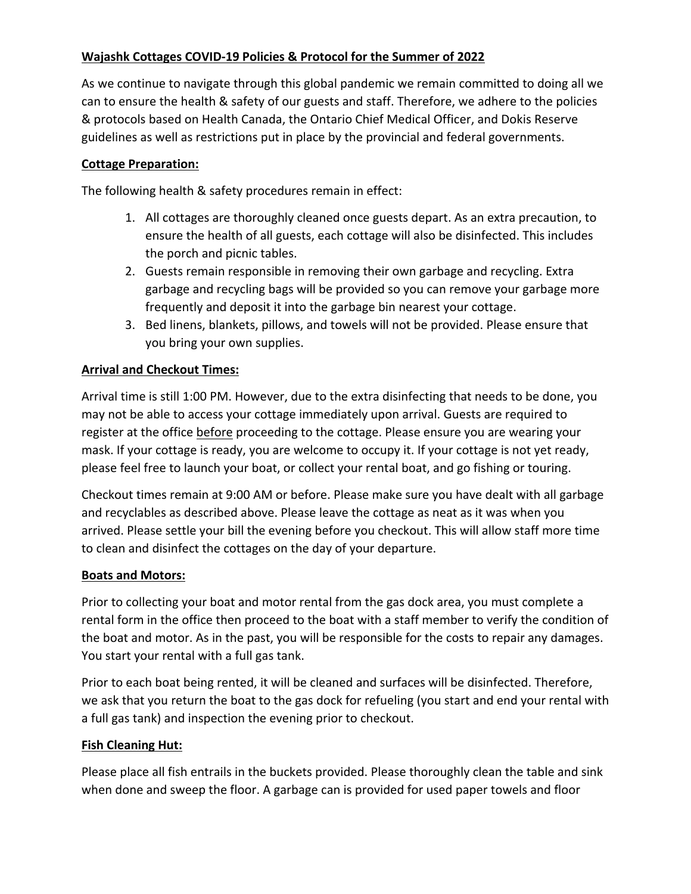# Wajashk Cottages COVID-19 Policies & Protocol for the Summer of 2022

As we continue to navigate through this global pandemic we remain committed to doing all we can to ensure the health & safety of our guests and staff. Therefore, we adhere to the policies & protocols based on Health Canada, the Ontario Chief Medical Officer, and Dokis Reserve guidelines as well as restrictions put in place by the provincial and federal governments.

## Cottage Preparation:

The following health & safety procedures remain in effect:

1. All cottages are thoroughly cleaned once guests depart. As an extra precaution, to ensure the health of all guests, each cottage will also be disinfected. This includes the porch and picnic tables.
2. Guests remain responsible in removing their own garbage and recycling. Extra garbage and recycling bags will be provided so you can remove your garbage more frequently and deposit it into the garbage bin nearest your cottage.
3. Bed linens, blankets, pillows, and towels will not be provided. Please ensure that you bring your own supplies.

## Arrival and Checkout Times:

Arrival time is still 1:00 PM. However, due to the extra disinfecting that needs to be done, you may not be able to access your cottage immediately upon arrival. Guests are required to register at the office before proceeding to the cottage. Please ensure you are wearing your mask. If your cottage is ready, you are welcome to occupy it. If your cottage is not yet ready, please feel free to launch your boat, or collect your rental boat, and go fishing or touring.

Checkout times remain at 9:00 AM or before. Please make sure you have dealt with all garbage and recyclables as described above. Please leave the cottage as neat as it was when you arrived. Please settle your bill the evening before you checkout. This will allow staff more time to clean and disinfect the cottages on the day of your departure.

## Boats and Motors:

Prior to collecting your boat and motor rental from the gas dock area, you must complete a rental form in the office then proceed to the boat with a staff member to verify the condition of the boat and motor. As in the past, you will be responsible for the costs to repair any damages. You start your rental with a full gas tank.

Prior to each boat being rented, it will be cleaned and surfaces will be disinfected. Therefore, we ask that you return the boat to the gas dock for refueling (you start and end your rental with a full gas tank) and inspection the evening prior to checkout.

## Fish Cleaning Hut:

Please place all fish entrails in the buckets provided. Please thoroughly clean the table and sink when done and sweep the floor. A garbage can is provided for used paper towels and floor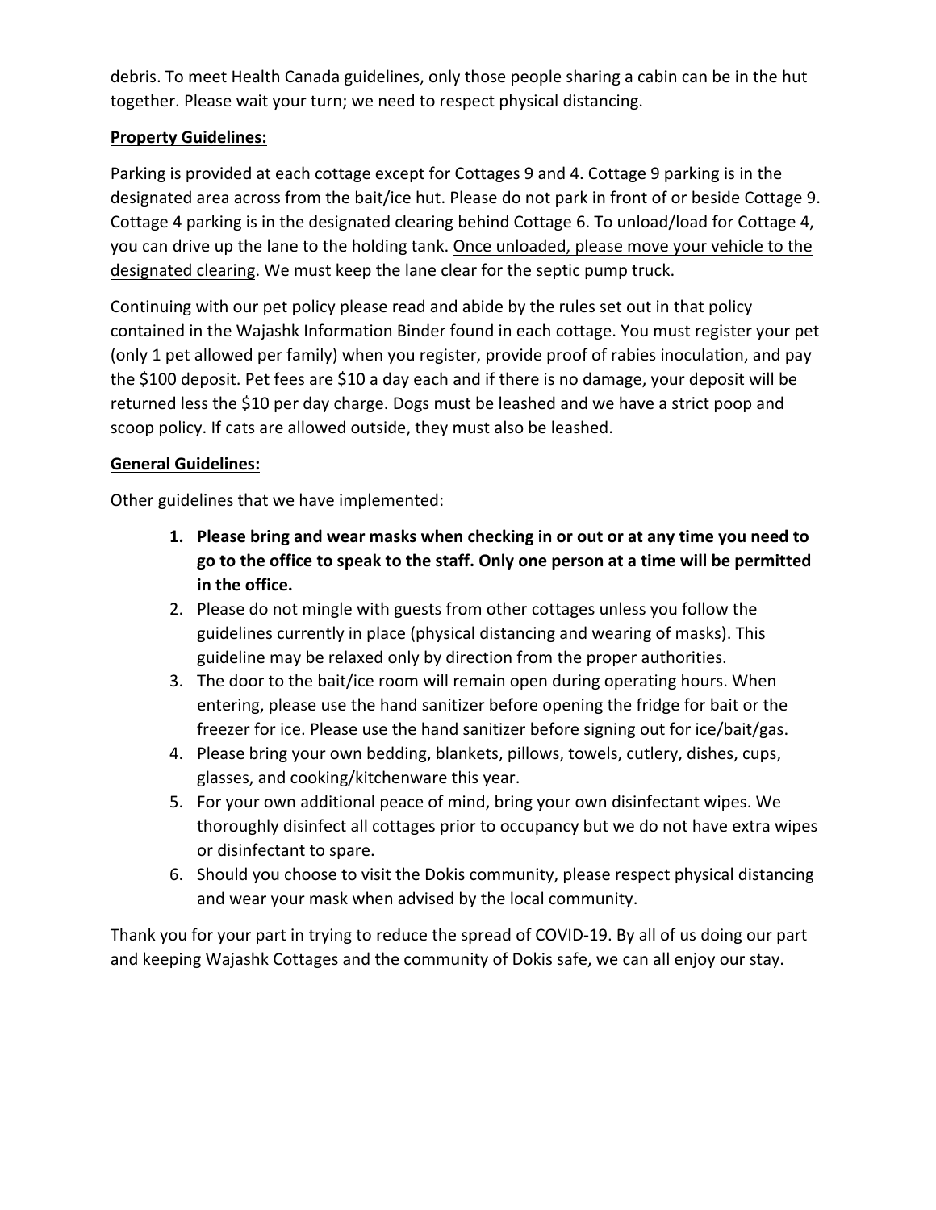debris. To meet Health Canada guidelines, only those people sharing a cabin can be in the hut together. Please wait your turn; we need to respect physical distancing.

**Property Guidelines:**

Parking is provided at each cottage except for Cottages 9 and 4. Cottage 9 parking is in the designated area across from the bait/ice hut. Please do not park in front of or beside Cottage 9. Cottage 4 parking is in the designated clearing behind Cottage 6. To unload/load for Cottage 4, you can drive up the lane to the holding tank. Once unloaded, please move your vehicle to the designated clearing. We must keep the lane clear for the septic pump truck.

Continuing with our pet policy please read and abide by the rules set out in that policy contained in the Wajashk Information Binder found in each cottage. You must register your pet (only 1 pet allowed per family) when you register, provide proof of rabies inoculation, and pay the $100 deposit. Pet fees are $10 a day each and if there is no damage, your deposit will be returned less the $10 per day charge. Dogs must be leashed and we have a strict poop and scoop policy. If cats are allowed outside, they must also be leashed.

**General Guidelines:**

Other guidelines that we have implemented:

1. **Please bring and wear masks when checking in or out or at any time you need to go to the office to speak to the staff. Only one person at a time will be permitted in the office.**
2. Please do not mingle with guests from other cottages unless you follow the guidelines currently in place (physical distancing and wearing of masks). This guideline may be relaxed only by direction from the proper authorities.
3. The door to the bait/ice room will remain open during operating hours. When entering, please use the hand sanitizer before opening the fridge for bait or the freezer for ice. Please use the hand sanitizer before signing out for ice/bait/gas.
4. Please bring your own bedding, blankets, pillows, towels, cutlery, dishes, cups, glasses, and cooking/kitchenware this year.
5. For your own additional peace of mind, bring your own disinfectant wipes. We thoroughly disinfect all cottages prior to occupancy but we do not have extra wipes or disinfectant to spare.
6. Should you choose to visit the Dokis community, please respect physical distancing and wear your mask when advised by the local community.

Thank you for your part in trying to reduce the spread of COVID-19. By all of us doing our part and keeping Wajashk Cottages and the community of Dokis safe, we can all enjoy our stay.